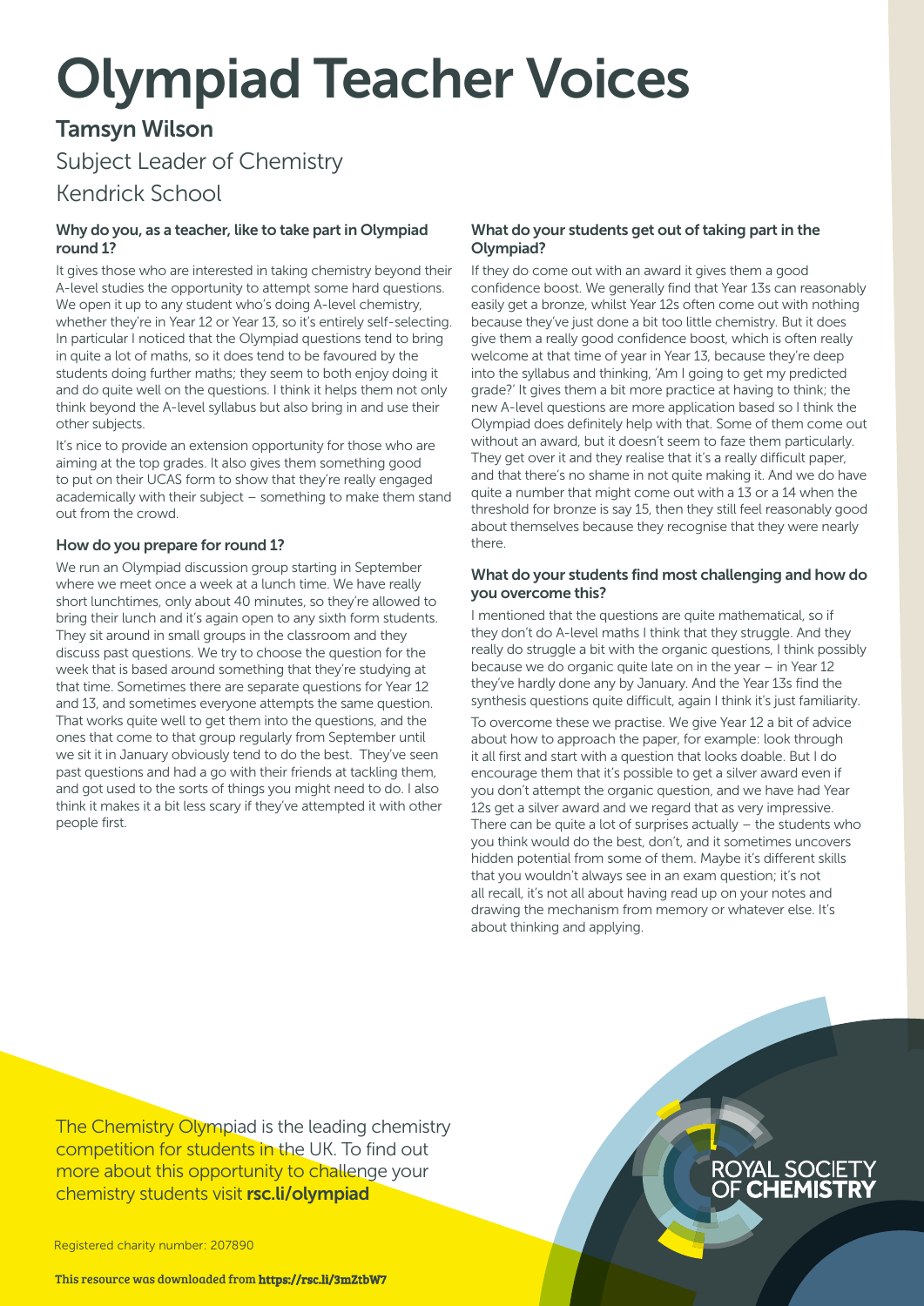# Olympiad Teacher Voices

## Tamsyn Wilson

Subject Leader of Chemistry

Kendrick School

### Why do you, as a teacher, like to take part in Olympiad round 1?

It gives those who are interested in taking chemistry beyond their A-level studies the opportunity to attempt some hard questions. We open it up to any student who's doing A-level chemistry, whether they're in Year 12 or Year 13, so it's entirely self-selecting. In particular I noticed that the Olympiad questions tend to bring in quite a lot of maths, so it does tend to be favoured by the students doing further maths; they seem to both enjoy doing it and do quite well on the questions. I think it helps them not only think beyond the A-level syllabus but also bring in and use their other subjects.

It's nice to provide an extension opportunity for those who are aiming at the top grades. It also gives them something good to put on their UCAS form to show that they're really engaged academically with their subject – something to make them stand out from the crowd.

### How do you prepare for round 1?

We run an Olympiad discussion group starting in September where we meet once a week at a lunch time. We have really short lunchtimes, only about 40 minutes, so they're allowed to bring their lunch and it's again open to any sixth form students. They sit around in small groups in the classroom and they discuss past questions. We try to choose the question for the week that is based around something that they're studying at that time. Sometimes there are separate questions for Year 12 and 13, and sometimes everyone attempts the same question. That works quite well to get them into the questions, and the ones that come to that group regularly from September until we sit it in January obviously tend to do the best. They've seen past questions and had a go with their friends at tackling them, and got used to the sorts of things you might need to do. I also think it makes it a bit less scary if they've attempted it with other people first.

### What do your students get out of taking part in the Olympiad?

If they do come out with an award it gives them a good confidence boost. We generally find that Year 13s can reasonably easily get a bronze, whilst Year 12s often come out with nothing because they've just done a bit too little chemistry. But it does give them a really good confidence boost, which is often really welcome at that time of year in Year 13, because they're deep into the syllabus and thinking, 'Am I going to get my predicted grade?' It gives them a bit more practice at having to think; the new A-level questions are more application based so I think the Olympiad does definitely help with that. Some of them come out without an award, but it doesn't seem to faze them particularly. They get over it and they realise that it's a really difficult paper, and that there's no shame in not quite making it. And we do have quite a number that might come out with a 13 or a 14 when the threshold for bronze is say 15, then they still feel reasonably good about themselves because they recognise that they were nearly there.

### What do your students find most challenging and how do you overcome this?

I mentioned that the questions are quite mathematical, so if they don't do A-level maths I think that they struggle. And they really do struggle a bit with the organic questions, I think possibly because we do organic quite late on in the year – in Year 12 they've hardly done any by January. And the Year 13s find the synthesis questions quite difficult, again I think it's just familiarity.

To overcome these we practise. We give Year 12 a bit of advice about how to approach the paper, for example: look through it all first and start with a question that looks doable. But I do encourage them that it's possible to get a silver award even if you don't attempt the organic question, and we have had Year 12s get a silver award and we regard that as very impressive. There can be quite a lot of surprises actually – the students who you think would do the best, don't, and it sometimes uncovers hidden potential from some of them. Maybe it's different skills that you wouldn't always see in an exam question; it's not all recall, it's not all about having read up on your notes and drawing the mechanism from memory or whatever else. It's about thinking and applying.

The Chemistry Olympiad is the leading chemistry competition for students in the UK. To find out more about this opportunity to challenge your chemistry students visit **rsc.li/olympiad**

ROYAL SOCIETY OF **CHEMISTRY**

Registered charity number: 207890

This resource was downloaded from **https://rsc.li/3mZtbW7**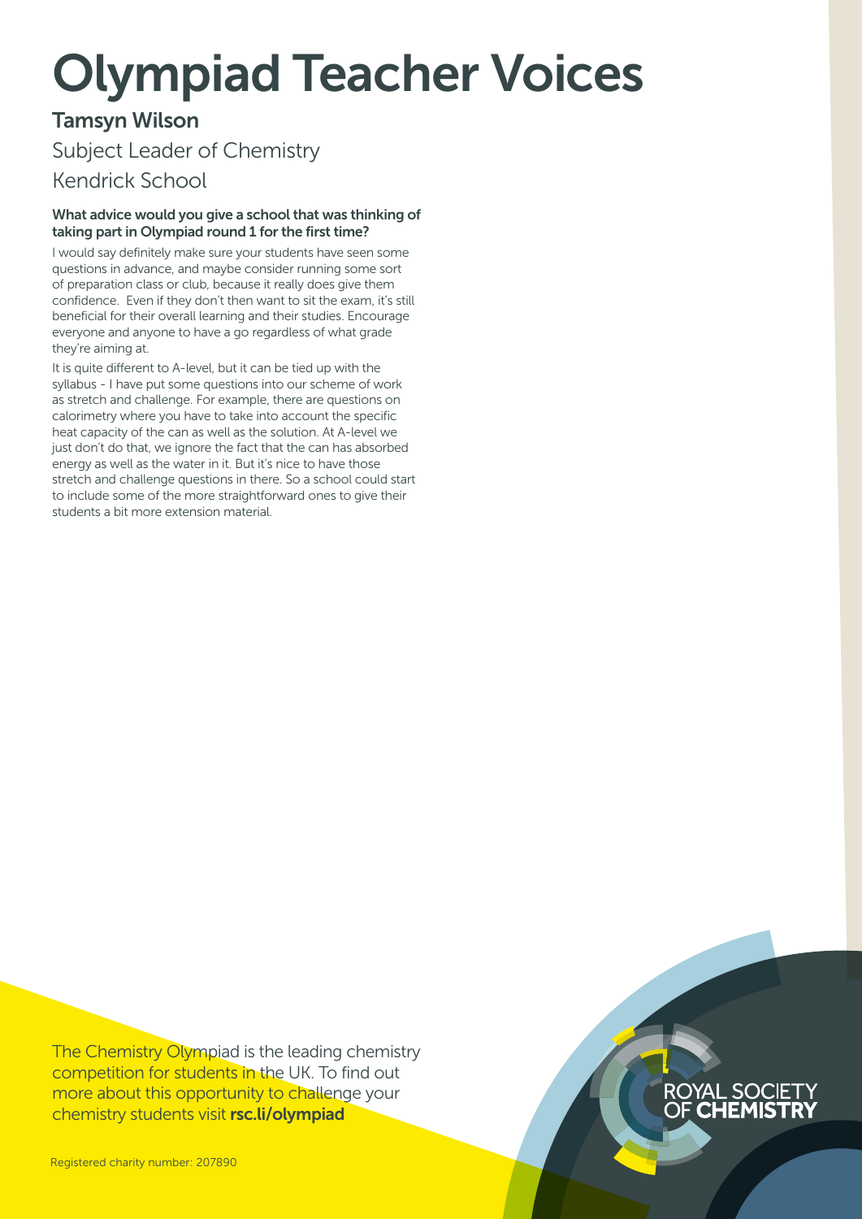# Olympiad Teacher Voices

## Tamsyn Wilson

Subject Leader of Chemistry

Kendrick School

### What advice would you give a school that was thinking of taking part in Olympiad round 1 for the first time?

I would say definitely make sure your students have seen some questions in advance, and maybe consider running some sort of preparation class or club, because it really does give them confidence. Even if they don't then want to sit the exam, it's still beneficial for their overall learning and their studies. Encourage everyone and anyone to have a go regardless of what grade they're aiming at.

It is quite different to A-level, but it can be tied up with the syllabus - I have put some questions into our scheme of work as stretch and challenge. For example, there are questions on calorimetry where you have to take into account the specific heat capacity of the can as well as the solution. At A-level we just don't do that, we ignore the fact that the can has absorbed energy as well as the water in it. But it's nice to have those stretch and challenge questions in there. So a school could start to include some of the more straightforward ones to give their students a bit more extension material.

The Chemistry Olympiad is the leading chemistry competition for students in the UK. To find out more about this opportunity to challenge your chemistry students visit **rsc.li/olympiad**

ROYAL SOCIETY OF **CHEMISTRY**

Registered charity number: 207890